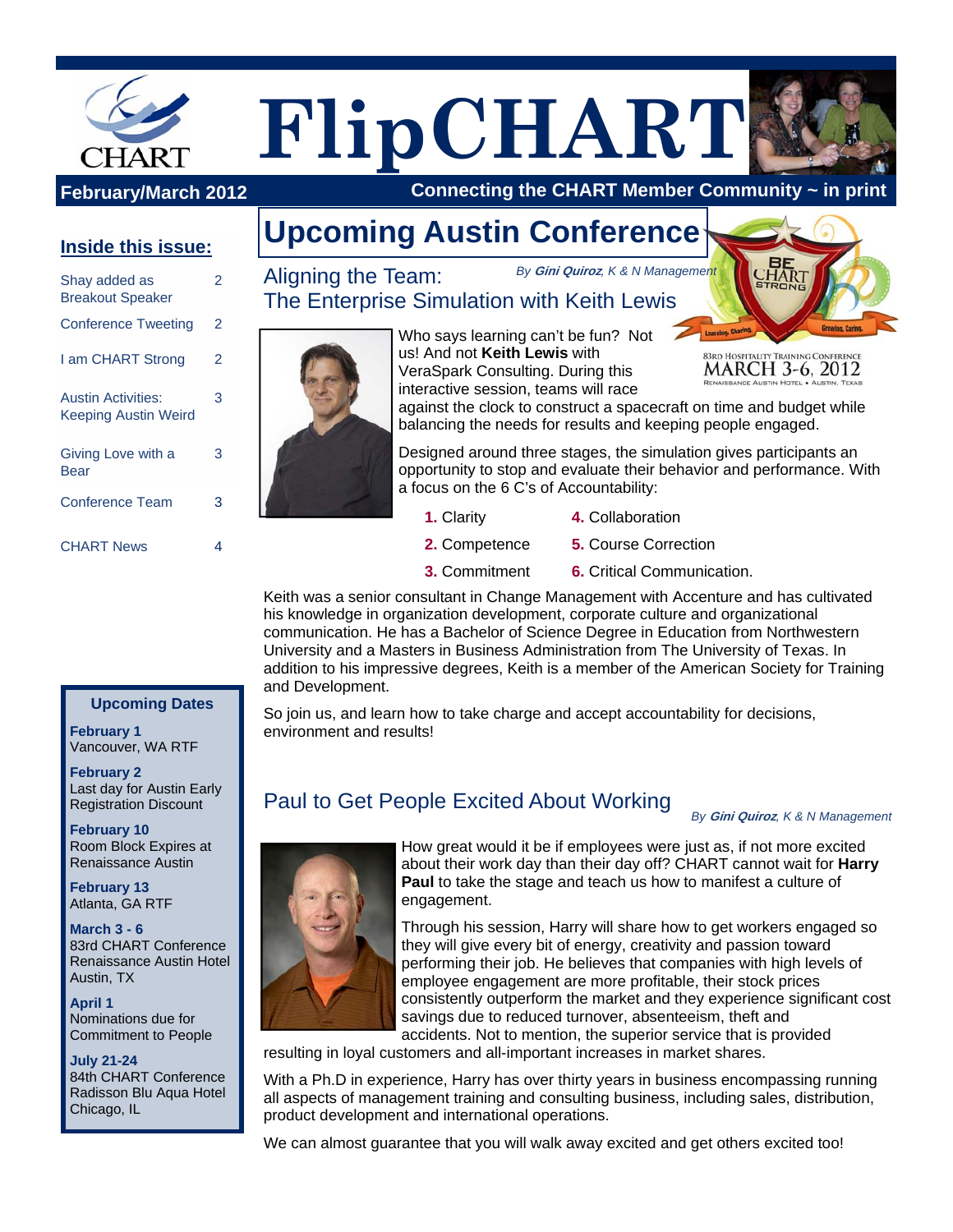# FlipCHART

**February/March 2012** — Connecting the CHART Member Community ~ in print

## Inside this issue:

| | |
|---|---|
| Shay added as Breakout Speaker | 2 |
| Conference Tweeting | 2 |
| I am CHART Strong | 2 |
| Austin Activities: Keeping Austin Weird | 3 |
| Giving Love with a Bear | 3 |
| Conference Team | 3 |
| CHART News | 4 |

# Upcoming Austin Conference

BE CHART STRONG — Learning. Sharing. Growing. Caring.

83rd Hospitality Training Conference
MARCH 3-6, 2012
Renaissance Austin Hotel • Austin, Texas

## Aligning the Team: The Enterprise Simulation with Keith Lewis

*By **Gini Quiroz**, K & N Management*

Who says learning can't be fun? Not us! And not **Keith Lewis** with VeraSpark Consulting. During this interactive session, teams will race against the clock to construct a spacecraft on time and budget while balancing the needs for results and keeping people engaged.

Designed around three stages, the simulation gives participants an opportunity to stop and evaluate their behavior and performance. With a focus on the 6 C's of Accountability:

1. Clarity
2. Competence
3. Commitment
4. Collaboration
5. Course Correction
6. Critical Communication.

Keith was a senior consultant in Change Management with Accenture and has cultivated his knowledge in organization development, corporate culture and organizational communication. He has a Bachelor of Science Degree in Education from Northwestern University and a Masters in Business Administration from The University of Texas. In addition to his impressive degrees, Keith is a member of the American Society for Training and Development.

So join us, and learn how to take charge and accept accountability for decisions, environment and results!

## Paul to Get People Excited About Working

*By **Gini Quiroz**, K & N Management*

How great would it be if employees were just as, if not more excited about their work day than their day off? CHART cannot wait for **Harry Paul** to take the stage and teach us how to manifest a culture of engagement.

Through his session, Harry will share how to get workers engaged so they will give every bit of energy, creativity and passion toward performing their job. He believes that companies with high levels of employee engagement are more profitable, their stock prices consistently outperform the market and they experience significant cost savings due to reduced turnover, absenteeism, theft and accidents. Not to mention, the superior service that is provided resulting in loyal customers and all-important increases in market shares.

With a Ph.D in experience, Harry has over thirty years in business encompassing running all aspects of management training and consulting business, including sales, distribution, product development and international operations.

We can almost guarantee that you will walk away excited and get others excited too!

### Upcoming Dates

**February 1**
Vancouver, WA RTF

**February 2**
Last day for Austin Early Registration Discount

**February 10**
Room Block Expires at Renaissance Austin

**February 13**
Atlanta, GA RTF

**March 3 - 6**
83rd CHART Conference
Renaissance Austin Hotel
Austin, TX

**April 1**
Nominations due for Commitment to People

**July 21-24**
84th CHART Conference
Radisson Blu Aqua Hotel
Chicago, IL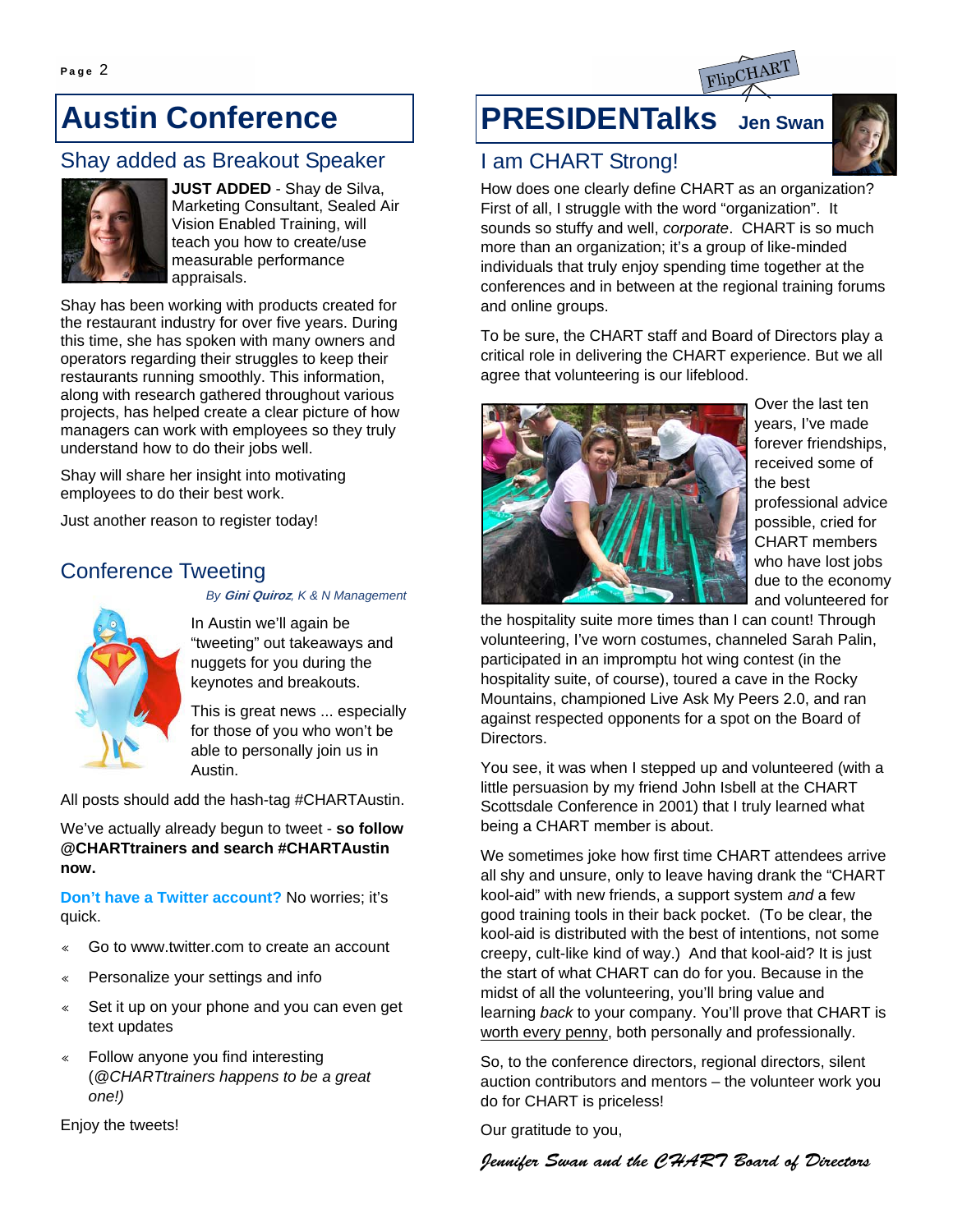# Austin Conference

## Shay added as Breakout Speaker

**JUST ADDED** - Shay de Silva, Marketing Consultant, Sealed Air Vision Enabled Training, will teach you how to create/use measurable performance appraisals.

Shay has been working with products created for the restaurant industry for over five years. During this time, she has spoken with many owners and operators regarding their struggles to keep their restaurants running smoothly. This information, along with research gathered throughout various projects, has helped create a clear picture of how managers can work with employees so they truly understand how to do their jobs well.

Shay will share her insight into motivating employees to do their best work.

Just another reason to register today!

## Conference Tweeting

*By **Gini Quiroz**, K & N Management*

In Austin we'll again be "tweeting" out takeaways and nuggets for you during the keynotes and breakouts.

This is great news ... especially for those of you who won't be able to personally join us in Austin.

All posts should add the hash-tag #CHARTAustin.

We've actually already begun to tweet - **so follow @CHARTtrainers and search #CHARTAustin now.**

**Don't have a Twitter account?** No worries; it's quick.

- Go to www.twitter.com to create an account
- Personalize your settings and info
- Set it up on your phone and you can even get text updates
- Follow anyone you find interesting (*@CHARTtrainers happens to be a great one!)*

Enjoy the tweets!

# PRESIDENTalks Jen Swan

FlipCHART

## I am CHART Strong!

How does one clearly define CHART as an organization? First of all, I struggle with the word "organization". It sounds so stuffy and well, *corporate*. CHART is so much more than an organization; it's a group of like-minded individuals that truly enjoy spending time together at the conferences and in between at the regional training forums and online groups.

To be sure, the CHART staff and Board of Directors play a critical role in delivering the CHART experience. But we all agree that volunteering is our lifeblood.

Over the last ten years, I've made forever friendships, received some of the best professional advice possible, cried for CHART members who have lost jobs due to the economy and volunteered for the hospitality suite more times than I can count! Through volunteering, I've worn costumes, channeled Sarah Palin, participated in an impromptu hot wing contest (in the hospitality suite, of course), toured a cave in the Rocky Mountains, championed Live Ask My Peers 2.0, and ran against respected opponents for a spot on the Board of Directors.

You see, it was when I stepped up and volunteered (with a little persuasion by my friend John Isbell at the CHART Scottsdale Conference in 2001) that I truly learned what being a CHART member is about.

We sometimes joke how first time CHART attendees arrive all shy and unsure, only to leave having drank the "CHART kool-aid" with new friends, a support system *and* a few good training tools in their back pocket. (To be clear, the kool-aid is distributed with the best of intentions, not some creepy, cult-like kind of way.) And that kool-aid? It is just the start of what CHART can do for you. Because in the midst of all the volunteering, you'll bring value and learning *back* to your company. You'll prove that CHART is worth every penny, both personally and professionally.

So, to the conference directors, regional directors, silent auction contributors and mentors – the volunteer work you do for CHART is priceless!

Our gratitude to you,

*Jennifer Swan and the CHART Board of Directors*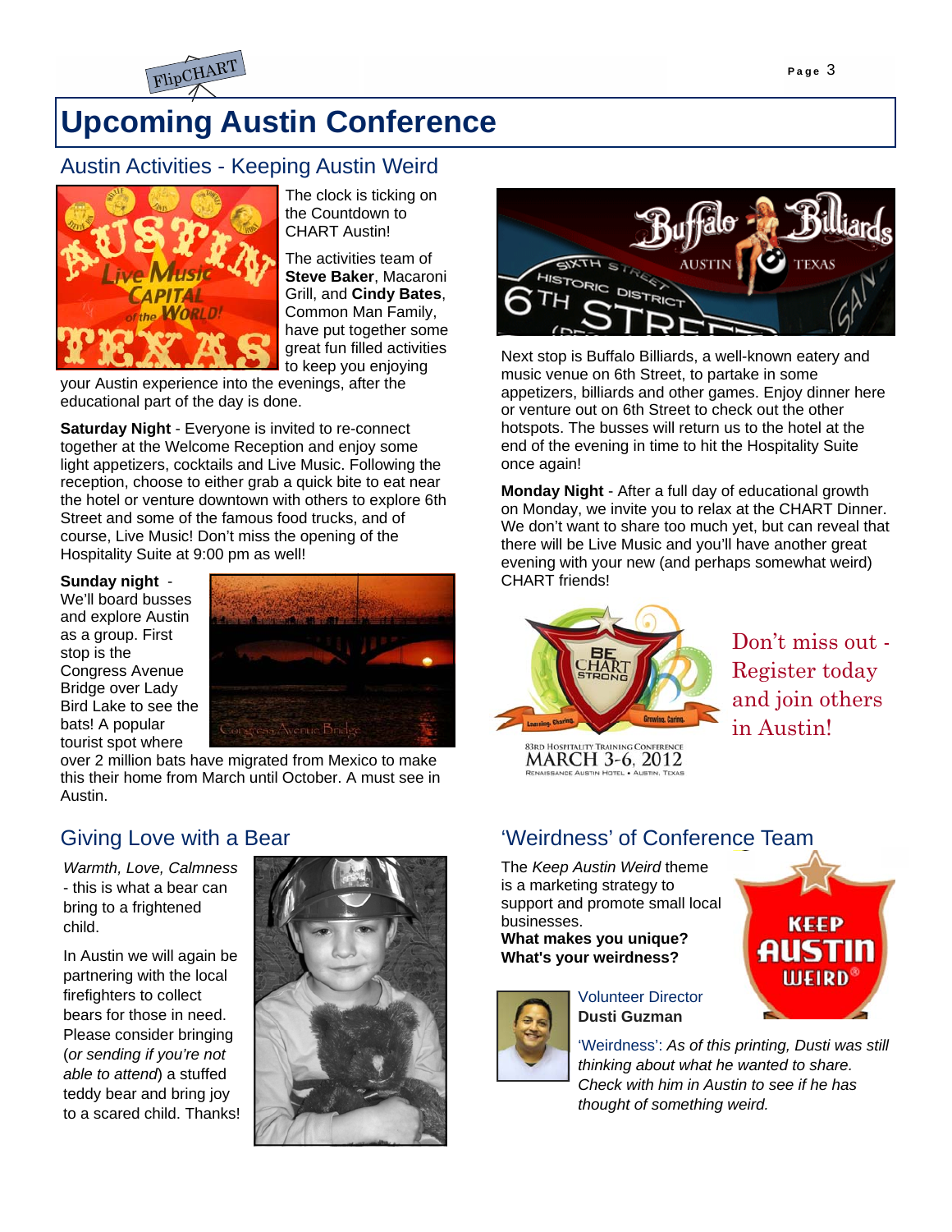# Upcoming Austin Conference

## Austin Activities - Keeping Austin Weird

The clock is ticking on the Countdown to CHART Austin!

The activities team of **Steve Baker**, Macaroni Grill, and **Cindy Bates**, Common Man Family, have put together some great fun filled activities to keep you enjoying your Austin experience into the evenings, after the educational part of the day is done.

**Saturday Night** - Everyone is invited to re-connect together at the Welcome Reception and enjoy some light appetizers, cocktails and Live Music. Following the reception, choose to either grab a quick bite to eat near the hotel or venture downtown with others to explore 6th Street and some of the famous food trucks, and of course, Live Music! Don't miss the opening of the Hospitality Suite at 9:00 pm as well!

**Sunday night** - We'll board busses and explore Austin as a group. First stop is the Congress Avenue Bridge over Lady Bird Lake to see the bats! A popular tourist spot where over 2 million bats have migrated from Mexico to make this their home from March until October. A must see in Austin.

Next stop is Buffalo Billiards, a well-known eatery and music venue on 6th Street, to partake in some appetizers, billiards and other games. Enjoy dinner here or venture out on 6th Street to check out the other hotspots. The busses will return us to the hotel at the end of the evening in time to hit the Hospitality Suite once again!

**Monday Night** - After a full day of educational growth on Monday, we invite you to relax at the CHART Dinner. We don't want to share too much yet, but can reveal that there will be Live Music and you'll have another great evening with your new (and perhaps somewhat weird) CHART friends!

Don't miss out - Register today and join others in Austin!

83rd Hospitality Training Conference
MARCH 3-6, 2012
Renaissance Austin Hotel • Austin, Texas

## Giving Love with a Bear

*Warmth, Love, Calmness* - this is what a bear can bring to a frightened child.

In Austin we will again be partnering with the local firefighters to collect bears for those in need. Please consider bringing (*or sending if you're not able to attend*) a stuffed teddy bear and bring joy to a scared child. Thanks!

## 'Weirdness' of Conference Team

The *Keep Austin Weird* theme is a marketing strategy to support and promote small local businesses.
**What makes you unique?**
**What's your weirdness?**

Volunteer Director
**Dusti Guzman**

'Weirdness': *As of this printing, Dusti was still thinking about what he wanted to share. Check with him in Austin to see if he has thought of something weird.*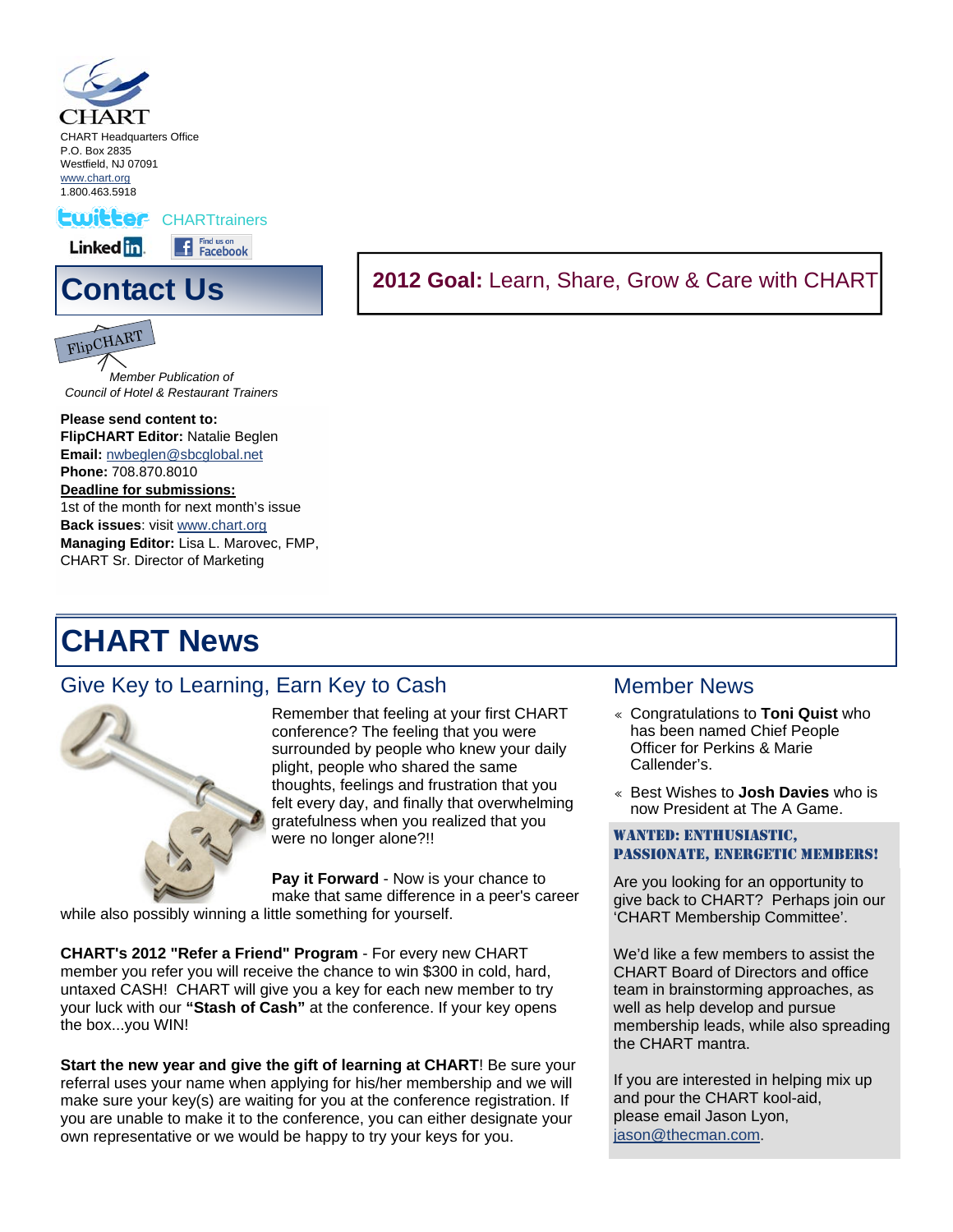CHART

CHART Headquarters Office
P.O. Box 2835
Westfield, NJ 07091
www.chart.org
1.800.463.5918

twitter CHARTtrainers

LinkedIn | Find us on Facebook

# Contact Us

FlipCHART

*Member Publication of Council of Hotel & Restaurant Trainers*

**Please send content to:**
**FlipCHART Editor:** Natalie Beglen
**Email:** nwbeglen@sbcglobal.net
**Phone:** 708.870.8010
**Deadline for submissions:**
1st of the month for next month's issue
**Back issues**: visit www.chart.org
**Managing Editor:** Lisa L. Marovec, FMP, CHART Sr. Director of Marketing

**2012 Goal:** Learn, Share, Grow & Care with CHART

# CHART News

## Give Key to Learning, Earn Key to Cash

Remember that feeling at your first CHART conference? The feeling that you were surrounded by people who knew your daily plight, people who shared the same thoughts, feelings and frustration that you felt every day, and finally that overwhelming gratefulness when you realized that you were no longer alone?!!

**Pay it Forward** - Now is your chance to make that same difference in a peer's career while also possibly winning a little something for yourself.

**CHART's 2012 "Refer a Friend" Program** - For every new CHART member you refer you will receive the chance to win $300 in cold, hard, untaxed CASH! CHART will give you a key for each new member to try your luck with our **"Stash of Cash"** at the conference. If your key opens the box...you WIN!

**Start the new year and give the gift of learning at CHART**! Be sure your referral uses your name when applying for his/her membership and we will make sure your key(s) are waiting for you at the conference registration. If you are unable to make it to the conference, you can either designate your own representative or we would be happy to try your keys for you.

## Member News

- Congratulations to **Toni Quist** who has been named Chief People Officer for Perkins & Marie Callender's.
- Best Wishes to **Josh Davies** who is now President at The A Game.

### WANTED: ENTHUSIASTIC, PASSIONATE, ENERGETIC MEMBERS!

Are you looking for an opportunity to give back to CHART? Perhaps join our 'CHART Membership Committee'.

We'd like a few members to assist the CHART Board of Directors and office team in brainstorming approaches, as well as help develop and pursue membership leads, while also spreading the CHART mantra.

If you are interested in helping mix up and pour the CHART kool-aid, please email Jason Lyon, jason@thecman.com.